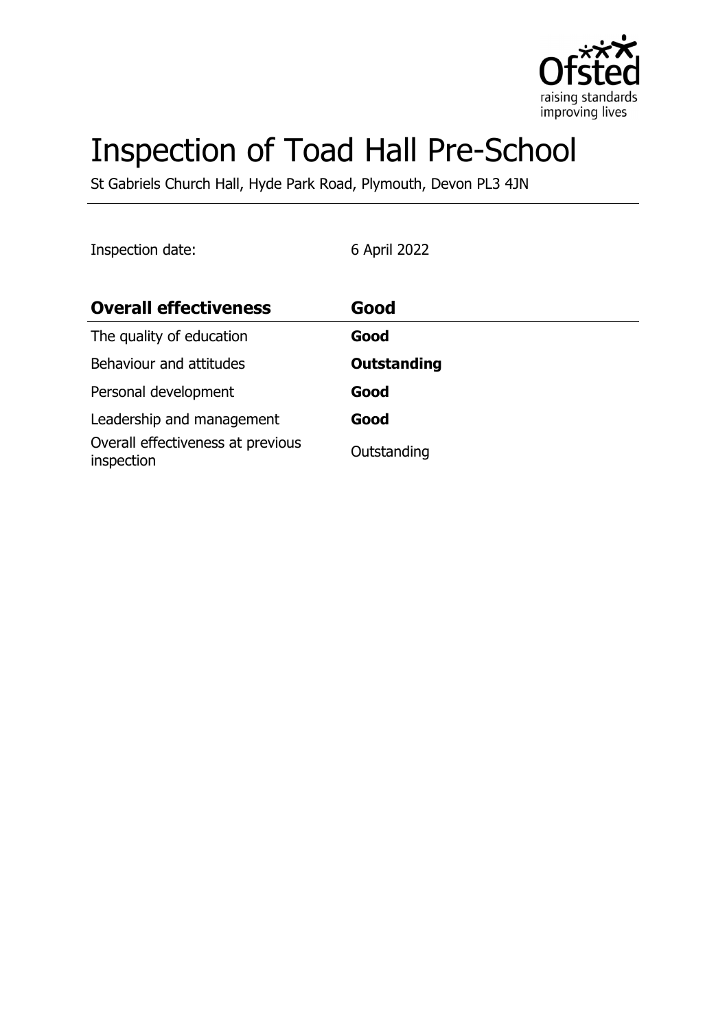# Inspection of Toad Hall Pre-School

St Gabriels Church Hall, Hyde Park Road, Plymouth, Devon PL3 4JN

Inspection date: 6 April 2022

| **Overall effectiveness** | **Good** |
| --- | --- |
| The quality of education | **Good** |
| Behaviour and attitudes | **Outstanding** |
| Personal development | **Good** |
| Leadership and management | **Good** |
| Overall effectiveness at previous inspection | Outstanding |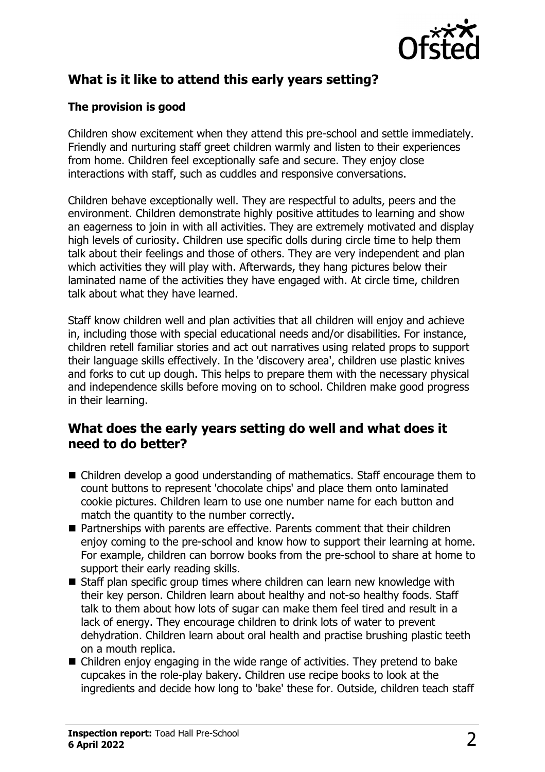## What is it like to attend this early years setting?

### The provision is good

Children show excitement when they attend this pre-school and settle immediately. Friendly and nurturing staff greet children warmly and listen to their experiences from home. Children feel exceptionally safe and secure. They enjoy close interactions with staff, such as cuddles and responsive conversations.

Children behave exceptionally well. They are respectful to adults, peers and the environment. Children demonstrate highly positive attitudes to learning and show an eagerness to join in with all activities. They are extremely motivated and display high levels of curiosity. Children use specific dolls during circle time to help them talk about their feelings and those of others. They are very independent and plan which activities they will play with. Afterwards, they hang pictures below their laminated name of the activities they have engaged with. At circle time, children talk about what they have learned.

Staff know children well and plan activities that all children will enjoy and achieve in, including those with special educational needs and/or disabilities. For instance, children retell familiar stories and act out narratives using related props to support their language skills effectively. In the 'discovery area', children use plastic knives and forks to cut up dough. This helps to prepare them with the necessary physical and independence skills before moving on to school. Children make good progress in their learning.

## What does the early years setting do well and what does it need to do better?

- Children develop a good understanding of mathematics. Staff encourage them to count buttons to represent 'chocolate chips' and place them onto laminated cookie pictures. Children learn to use one number name for each button and match the quantity to the number correctly.
- Partnerships with parents are effective. Parents comment that their children enjoy coming to the pre-school and know how to support their learning at home. For example, children can borrow books from the pre-school to share at home to support their early reading skills.
- Staff plan specific group times where children can learn new knowledge with their key person. Children learn about healthy and not-so healthy foods. Staff talk to them about how lots of sugar can make them feel tired and result in a lack of energy. They encourage children to drink lots of water to prevent dehydration. Children learn about oral health and practise brushing plastic teeth on a mouth replica.
- Children enjoy engaging in the wide range of activities. They pretend to bake cupcakes in the role-play bakery. Children use recipe books to look at the ingredients and decide how long to 'bake' these for. Outside, children teach staff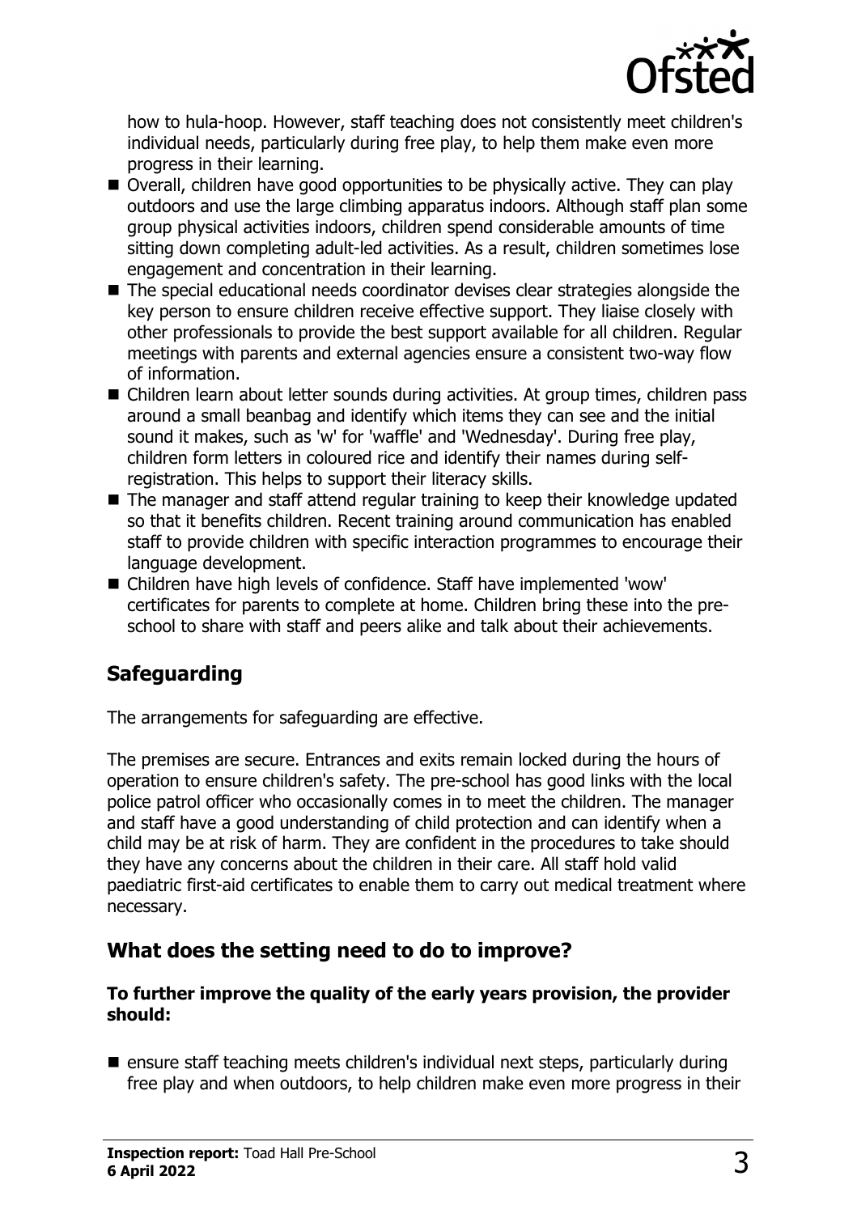how to hula-hoop. However, staff teaching does not consistently meet children's individual needs, particularly during free play, to help them make even more progress in their learning.

- Overall, children have good opportunities to be physically active. They can play outdoors and use the large climbing apparatus indoors. Although staff plan some group physical activities indoors, children spend considerable amounts of time sitting down completing adult-led activities. As a result, children sometimes lose engagement and concentration in their learning.
- The special educational needs coordinator devises clear strategies alongside the key person to ensure children receive effective support. They liaise closely with other professionals to provide the best support available for all children. Regular meetings with parents and external agencies ensure a consistent two-way flow of information.
- Children learn about letter sounds during activities. At group times, children pass around a small beanbag and identify which items they can see and the initial sound it makes, such as 'w' for 'waffle' and 'Wednesday'. During free play, children form letters in coloured rice and identify their names during self-registration. This helps to support their literacy skills.
- The manager and staff attend regular training to keep their knowledge updated so that it benefits children. Recent training around communication has enabled staff to provide children with specific interaction programmes to encourage their language development.
- Children have high levels of confidence. Staff have implemented 'wow' certificates for parents to complete at home. Children bring these into the pre-school to share with staff and peers alike and talk about their achievements.

## Safeguarding

The arrangements for safeguarding are effective.

The premises are secure. Entrances and exits remain locked during the hours of operation to ensure children's safety. The pre-school has good links with the local police patrol officer who occasionally comes in to meet the children. The manager and staff have a good understanding of child protection and can identify when a child may be at risk of harm. They are confident in the procedures to take should they have any concerns about the children in their care. All staff hold valid paediatric first-aid certificates to enable them to carry out medical treatment where necessary.

## What does the setting need to do to improve?

**To further improve the quality of the early years provision, the provider should:**

- ensure staff teaching meets children's individual next steps, particularly during free play and when outdoors, to help children make even more progress in their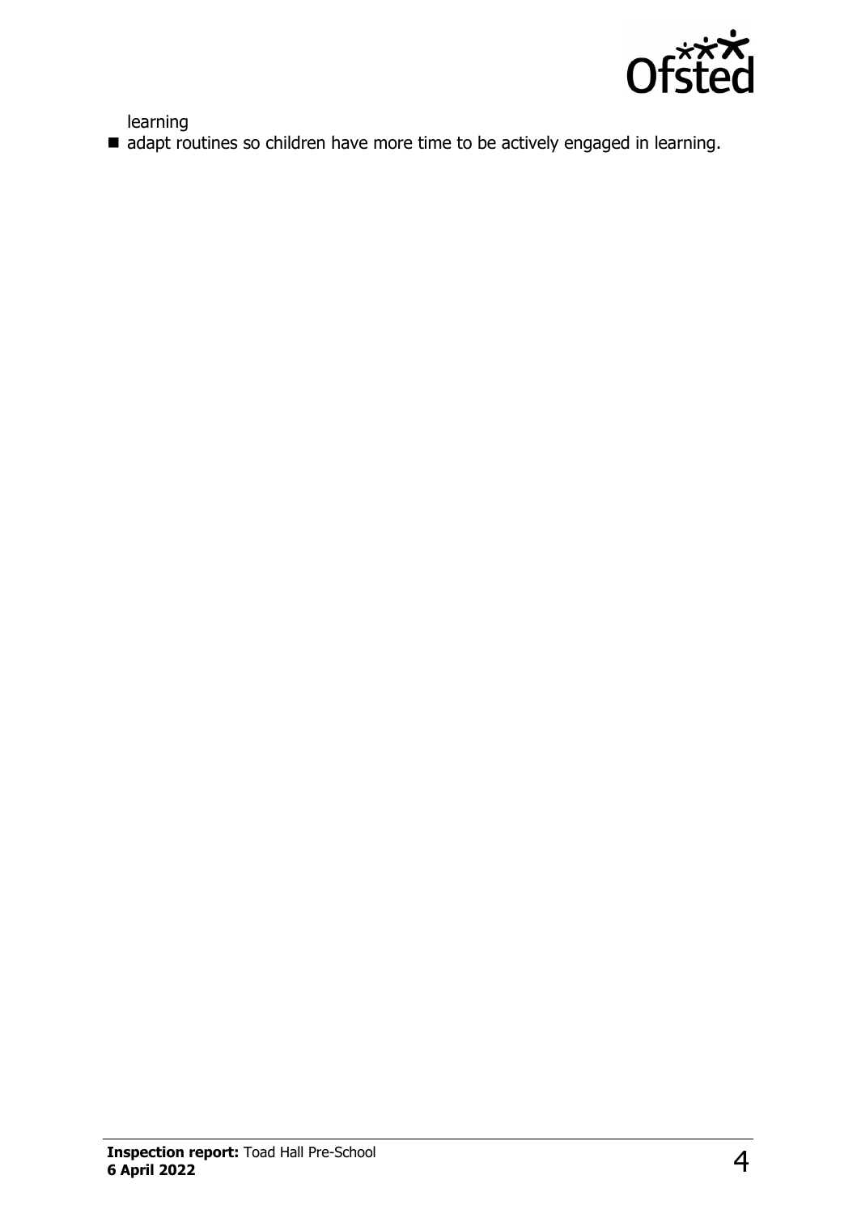learning
- adapt routines so children have more time to be actively engaged in learning.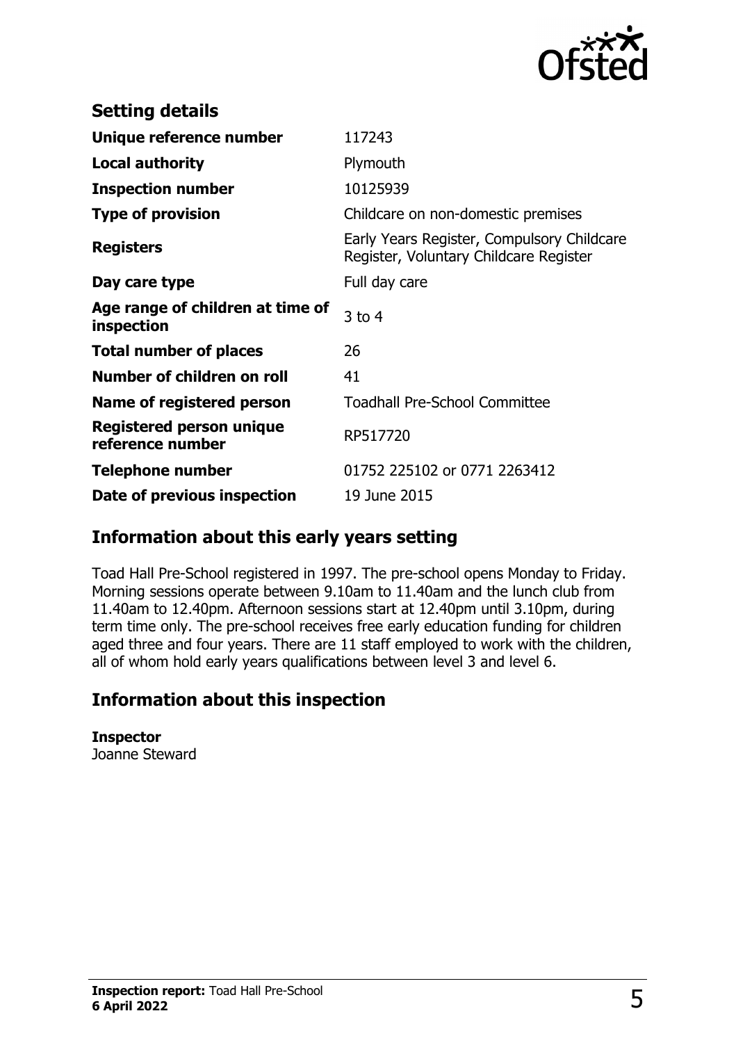## Setting details

| | |
|---|---|
| **Unique reference number** | 117243 |
| **Local authority** | Plymouth |
| **Inspection number** | 10125939 |
| **Type of provision** | Childcare on non-domestic premises |
| **Registers** | Early Years Register, Compulsory Childcare Register, Voluntary Childcare Register |
| **Day care type** | Full day care |
| **Age range of children at time of inspection** | 3 to 4 |
| **Total number of places** | 26 |
| **Number of children on roll** | 41 |
| **Name of registered person** | Toadhall Pre-School Committee |
| **Registered person unique reference number** | RP517720 |
| **Telephone number** | 01752 225102 or 0771 2263412 |
| **Date of previous inspection** | 19 June 2015 |

## Information about this early years setting

Toad Hall Pre-School registered in 1997. The pre-school opens Monday to Friday. Morning sessions operate between 9.10am to 11.40am and the lunch club from 11.40am to 12.40pm. Afternoon sessions start at 12.40pm until 3.10pm, during term time only. The pre-school receives free early education funding for children aged three and four years. There are 11 staff employed to work with the children, all of whom hold early years qualifications between level 3 and level 6.

## Information about this inspection

**Inspector**
Joanne Steward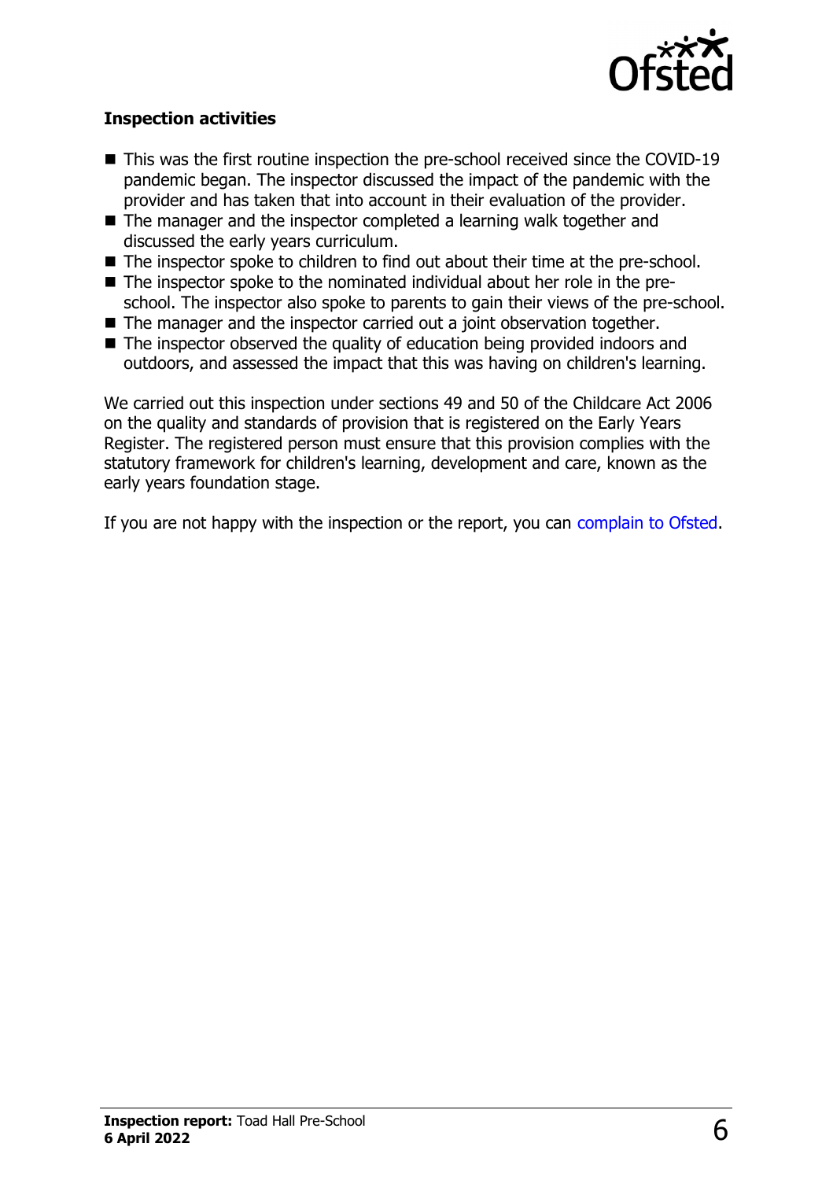## Inspection activities

- This was the first routine inspection the pre-school received since the COVID-19 pandemic began. The inspector discussed the impact of the pandemic with the provider and has taken that into account in their evaluation of the provider.
- The manager and the inspector completed a learning walk together and discussed the early years curriculum.
- The inspector spoke to children to find out about their time at the pre-school.
- The inspector spoke to the nominated individual about her role in the pre-school. The inspector also spoke to parents to gain their views of the pre-school.
- The manager and the inspector carried out a joint observation together.
- The inspector observed the quality of education being provided indoors and outdoors, and assessed the impact that this was having on children's learning.

We carried out this inspection under sections 49 and 50 of the Childcare Act 2006 on the quality and standards of provision that is registered on the Early Years Register. The registered person must ensure that this provision complies with the statutory framework for children's learning, development and care, known as the early years foundation stage.

If you are not happy with the inspection or the report, you can complain to Ofsted.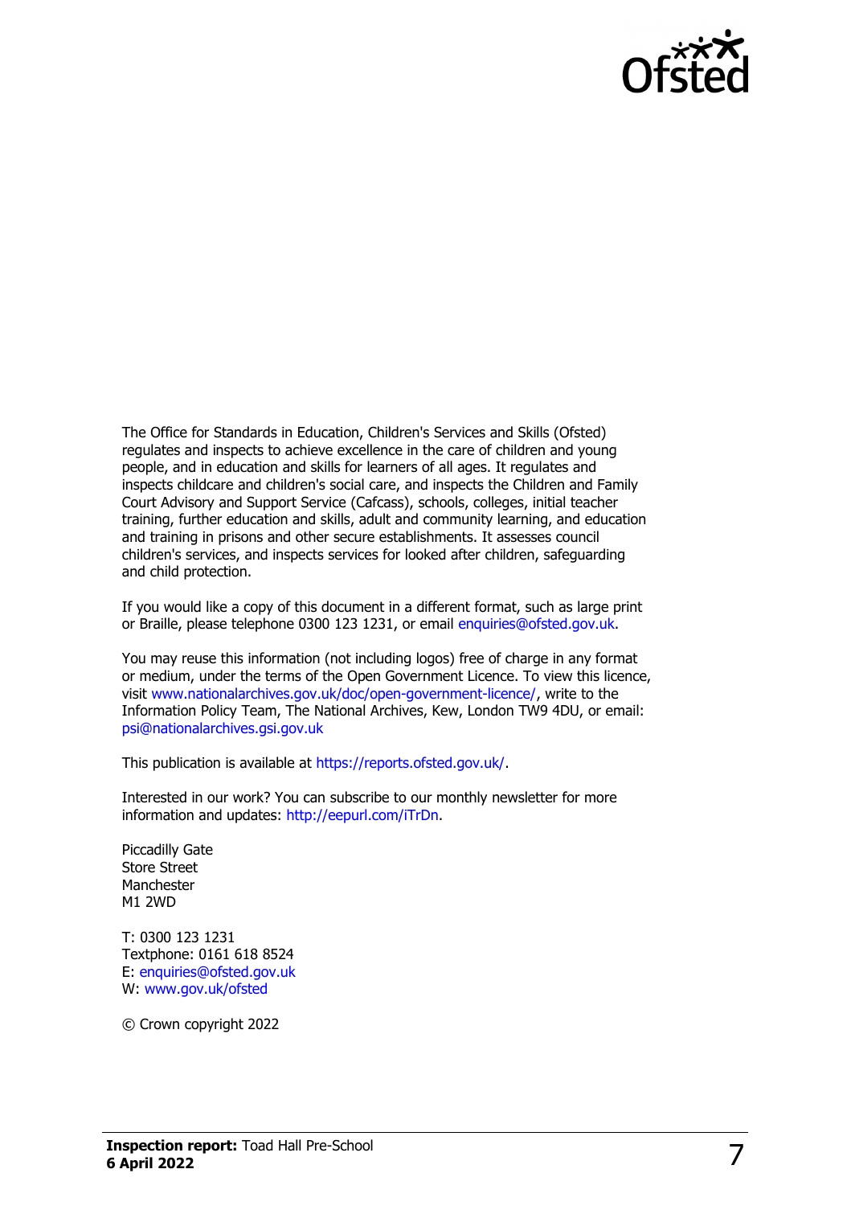The Office for Standards in Education, Children's Services and Skills (Ofsted) regulates and inspects to achieve excellence in the care of children and young people, and in education and skills for learners of all ages. It regulates and inspects childcare and children's social care, and inspects the Children and Family Court Advisory and Support Service (Cafcass), schools, colleges, initial teacher training, further education and skills, adult and community learning, and education and training in prisons and other secure establishments. It assesses council children's services, and inspects services for looked after children, safeguarding and child protection.

If you would like a copy of this document in a different format, such as large print or Braille, please telephone 0300 123 1231, or email enquiries@ofsted.gov.uk.

You may reuse this information (not including logos) free of charge in any format or medium, under the terms of the Open Government Licence. To view this licence, visit www.nationalarchives.gov.uk/doc/open-government-licence/, write to the Information Policy Team, The National Archives, Kew, London TW9 4DU, or email: psi@nationalarchives.gsi.gov.uk

This publication is available at https://reports.ofsted.gov.uk/.

Interested in our work? You can subscribe to our monthly newsletter for more information and updates: http://eepurl.com/iTrDn.

Piccadilly Gate
Store Street
Manchester
M1 2WD

T: 0300 123 1231
Textphone: 0161 618 8524
E: enquiries@ofsted.gov.uk
W: www.gov.uk/ofsted

© Crown copyright 2022